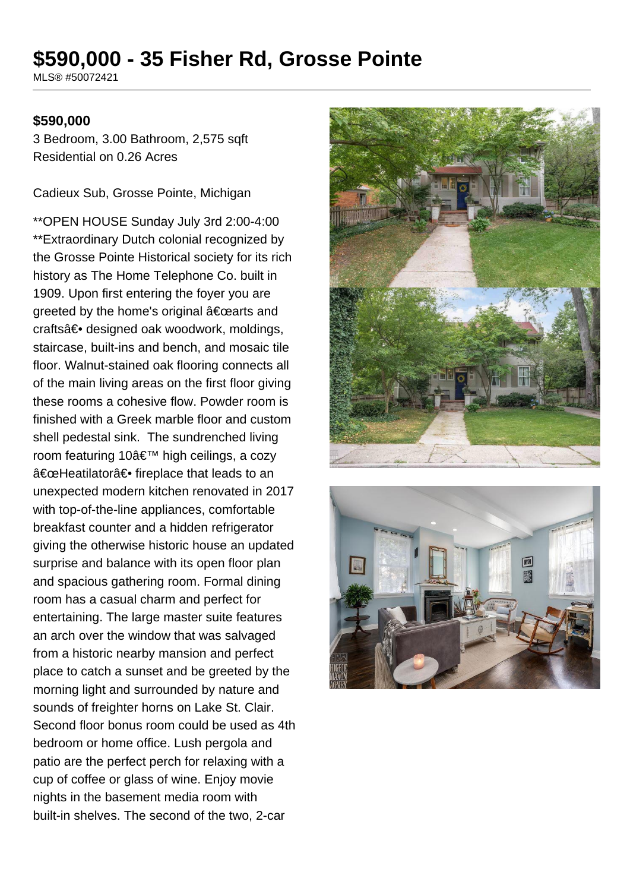# $590,000 - 35 Fisher Rd, Grosse Pointe

MLS® #50072421

**$590,000**

3 Bedroom, 3.00 Bathroom, 2,575 sqft
Residential on 0.26 Acres

Cadieux Sub, Grosse Pointe, Michigan

**OPEN HOUSE Sunday July 3rd 2:00-4:00 **Extraordinary Dutch colonial recognized by the Grosse Pointe Historical society for its rich history as The Home Telephone Co. built in 1909. Upon first entering the foyer you are greeted by the home's original â€œarts and craftsâ€• designed oak woodwork, moldings, staircase, built-ins and bench, and mosaic tile floor. Walnut-stained oak flooring connects all of the main living areas on the first floor giving these rooms a cohesive flow. Powder room is finished with a Greek marble floor and custom shell pedestal sink. The sundrenched living room featuring 10â€™ high ceilings, a cozy â€œHeatilatorâ€• fireplace that leads to an unexpected modern kitchen renovated in 2017 with top-of-the-line appliances, comfortable breakfast counter and a hidden refrigerator giving the otherwise historic house an updated surprise and balance with its open floor plan and spacious gathering room. Formal dining room has a casual charm and perfect for entertaining. The large master suite features an arch over the window that was salvaged from a historic nearby mansion and perfect place to catch a sunset and be greeted by the morning light and surrounded by nature and sounds of freighter horns on Lake St. Clair. Second floor bonus room could be used as 4th bedroom or home office. Lush pergola and patio are the perfect perch for relaxing with a cup of coffee or glass of wine. Enjoy movie nights in the basement media room with built-in shelves. The second of the two, 2-car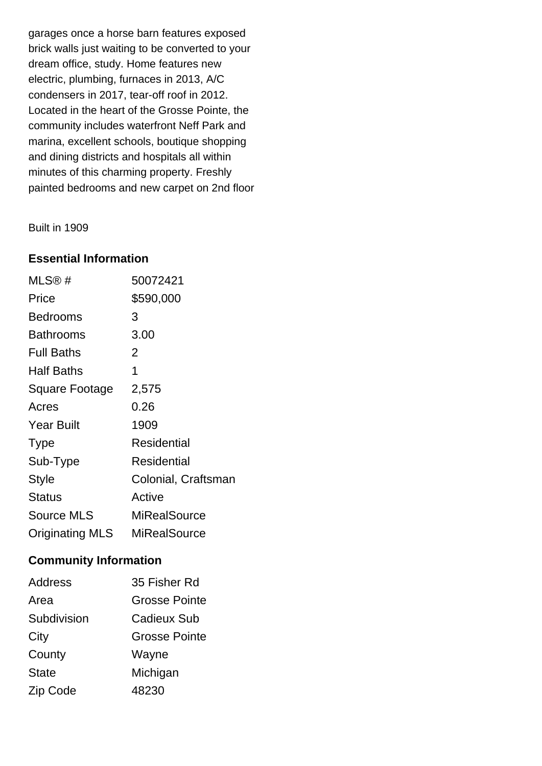garages once a horse barn features exposed brick walls just waiting to be converted to your dream office, study. Home features new electric, plumbing, furnaces in 2013, A/C condensers in 2017, tear-off roof in 2012. Located in the heart of the Grosse Pointe, the community includes waterfront Neff Park and marina, excellent schools, boutique shopping and dining districts and hospitals all within minutes of this charming property. Freshly painted bedrooms and new carpet on 2nd floor

Built in 1909

### Essential Information

| | |
|---|---|
| MLS® # | 50072421 |
| Price | $590,000 |
| Bedrooms | 3 |
| Bathrooms | 3.00 |
| Full Baths | 2 |
| Half Baths | 1 |
| Square Footage | 2,575 |
| Acres | 0.26 |
| Year Built | 1909 |
| Type | Residential |
| Sub-Type | Residential |
| Style | Colonial, Craftsman |
| Status | Active |
| Source MLS | MiRealSource |
| Originating MLS | MiRealSource |

### Community Information

| | |
|---|---|
| Address | 35 Fisher Rd |
| Area | Grosse Pointe |
| Subdivision | Cadieux Sub |
| City | Grosse Pointe |
| County | Wayne |
| State | Michigan |
| Zip Code | 48230 |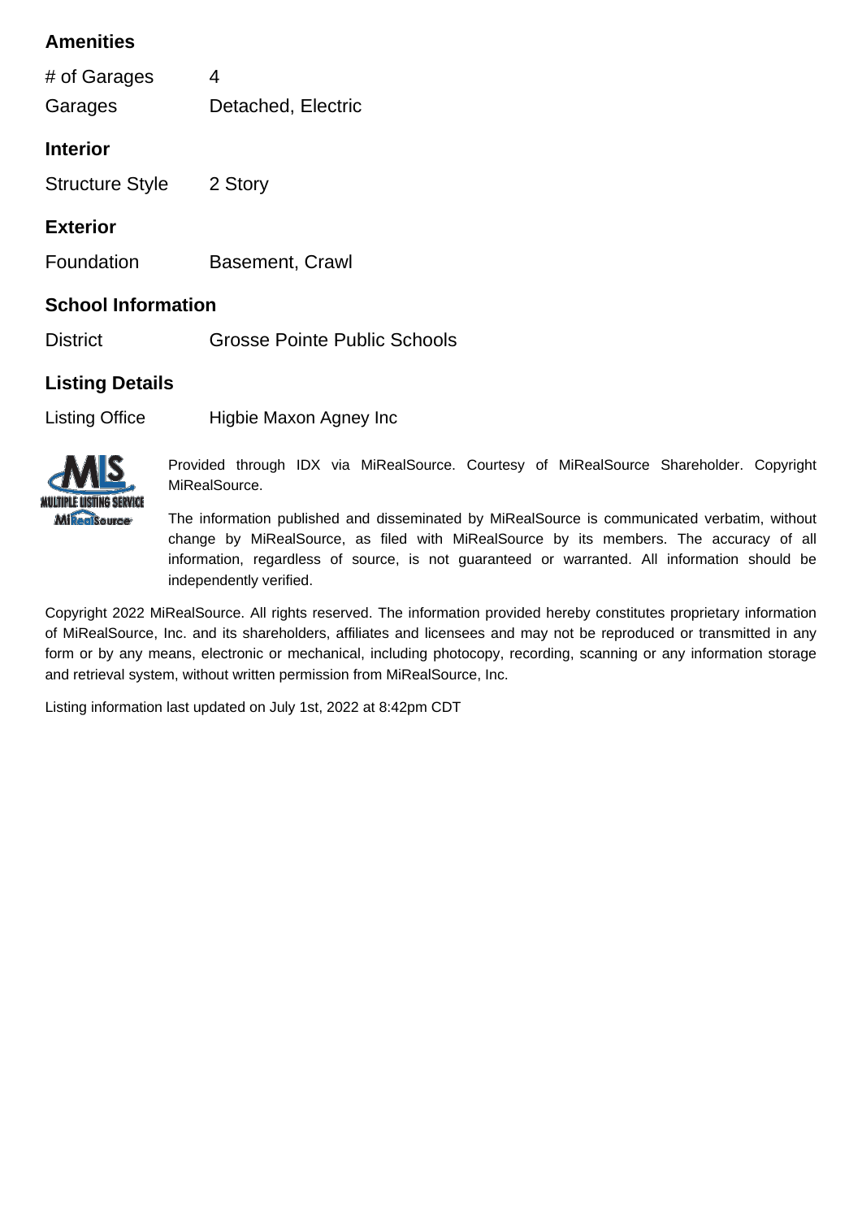## Amenities

| | |
|---|---|
| # of Garages | 4 |
| Garages | Detached, Electric |

## Interior

| | |
|---|---|
| Structure Style | 2 Story |

## Exterior

| | |
|---|---|
| Foundation | Basement, Crawl |

## School Information

| | |
|---|---|
| District | Grosse Pointe Public Schools |

## Listing Details

| | |
|---|---|
| Listing Office | Higbie Maxon Agney Inc |

Provided through IDX via MiRealSource. Courtesy of MiRealSource Shareholder. Copyright MiRealSource.

The information published and disseminated by MiRealSource is communicated verbatim, without change by MiRealSource, as filed with MiRealSource by its members. The accuracy of all information, regardless of source, is not guaranteed or warranted. All information should be independently verified.

Copyright 2022 MiRealSource. All rights reserved. The information provided hereby constitutes proprietary information of MiRealSource, Inc. and its shareholders, affiliates and licensees and may not be reproduced or transmitted in any form or by any means, electronic or mechanical, including photocopy, recording, scanning or any information storage and retrieval system, without written permission from MiRealSource, Inc.

Listing information last updated on July 1st, 2022 at 8:42pm CDT